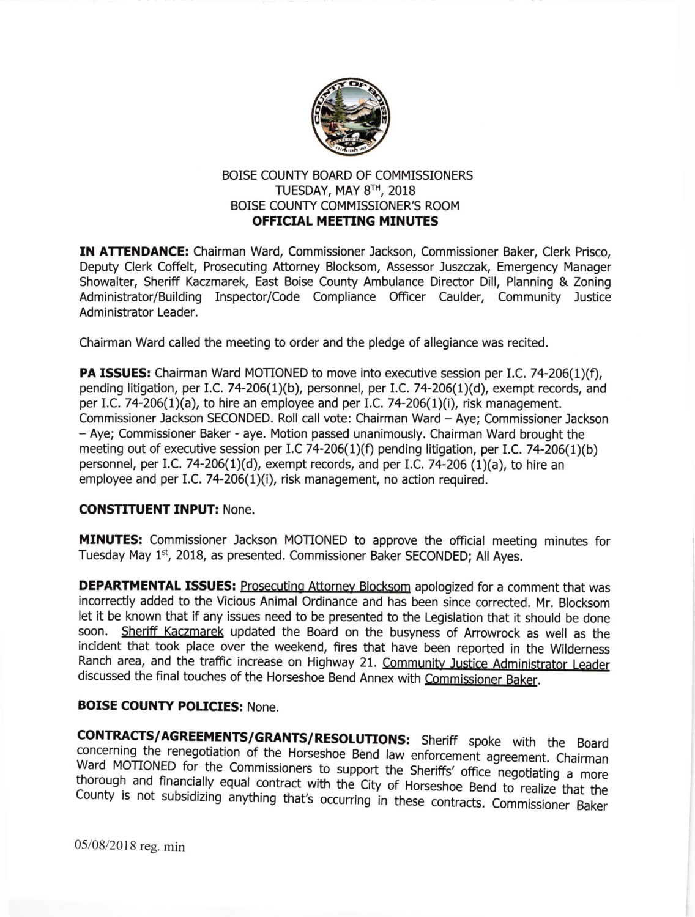BOISE COUNTY BOARD OF COMMISSIONERS
TUESDAY, MAY 8TH, 2018
BOISE COUNTY COMMISSIONER'S ROOM
**OFFICIAL MEETING MINUTES**

**IN ATTENDANCE:** Chairman Ward, Commissioner Jackson, Commissioner Baker, Clerk Prisco, Deputy Clerk Coffelt, Prosecuting Attorney Blocksom, Assessor Juszczak, Emergency Manager Showalter, Sheriff Kaczmarek, East Boise County Ambulance Director Dill, Planning & Zoning Administrator/Building Inspector/Code Compliance Officer Caulder, Community Justice Administrator Leader.

Chairman Ward called the meeting to order and the pledge of allegiance was recited.

**PA ISSUES:** Chairman Ward MOTIONED to move into executive session per I.C. 74-206(1)(f), pending litigation, per I.C. 74-206(1)(b), personnel, per I.C. 74-206(1)(d), exempt records, and per I.C. 74-206(1)(a), to hire an employee and per I.C. 74-206(1)(i), risk management. Commissioner Jackson SECONDED. Roll call vote: Chairman Ward – Aye; Commissioner Jackson – Aye; Commissioner Baker - aye. Motion passed unanimously. Chairman Ward brought the meeting out of executive session per I.C 74-206(1)(f) pending litigation, per I.C. 74-206(1)(b) personnel, per I.C. 74-206(1)(d), exempt records, and per I.C. 74-206 (1)(a), to hire an employee and per I.C. 74-206(1)(i), risk management, no action required.

**CONSTITUENT INPUT:** None.

**MINUTES:** Commissioner Jackson MOTIONED to approve the official meeting minutes for Tuesday May 1st, 2018, as presented. Commissioner Baker SECONDED; All Ayes.

**DEPARTMENTAL ISSUES:** Prosecuting Attorney Blocksom apologized for a comment that was incorrectly added to the Vicious Animal Ordinance and has been since corrected. Mr. Blocksom let it be known that if any issues need to be presented to the Legislation that it should be done soon. Sheriff Kaczmarek updated the Board on the busyness of Arrowrock as well as the incident that took place over the weekend, fires that have been reported in the Wilderness Ranch area, and the traffic increase on Highway 21. Community Justice Administrator Leader discussed the final touches of the Horseshoe Bend Annex with Commissioner Baker.

**BOISE COUNTY POLICIES:** None.

**CONTRACTS/AGREEMENTS/GRANTS/RESOLUTIONS:** Sheriff spoke with the Board concerning the renegotiation of the Horseshoe Bend law enforcement agreement. Chairman Ward MOTIONED for the Commissioners to support the Sheriffs' office negotiating a more thorough and financially equal contract with the City of Horseshoe Bend to realize that the County is not subsidizing anything that's occurring in these contracts. Commissioner Baker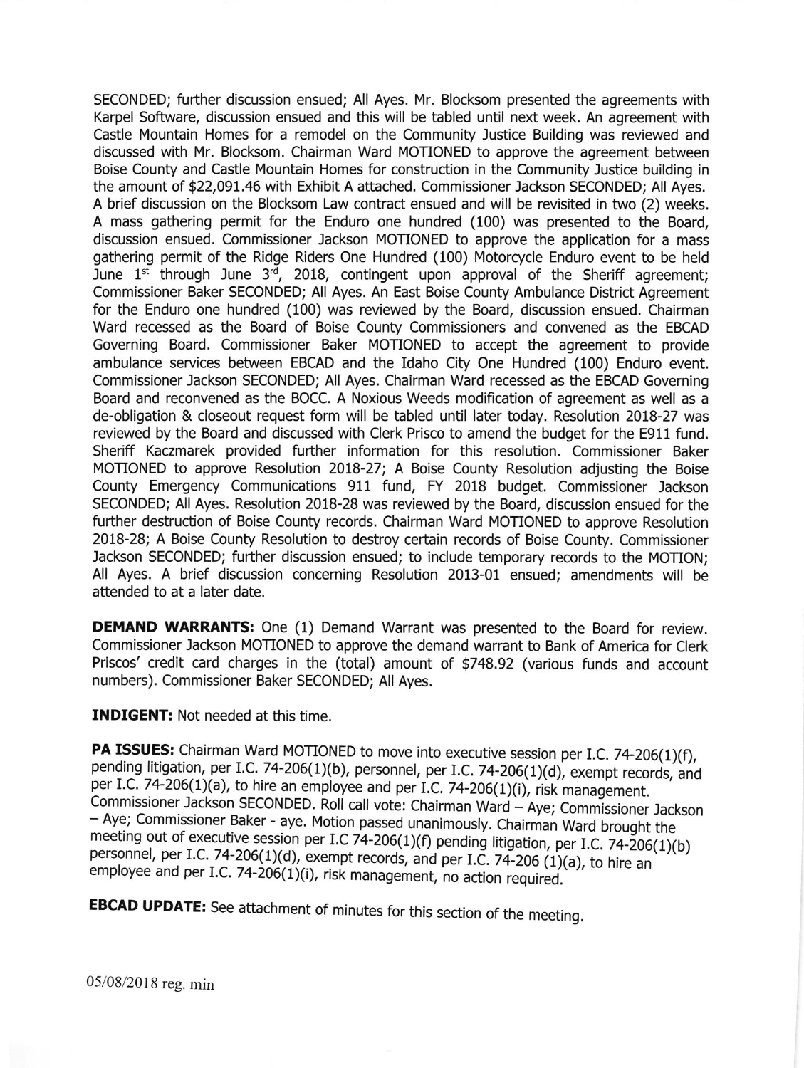SECONDED; further discussion ensued; All Ayes. Mr. Blocksom presented the agreements with Karpel Software, discussion ensued and this will be tabled until next week. An agreement with Castle Mountain Homes for a remodel on the Community Justice Building was reviewed and discussed with Mr. Blocksom. Chairman Ward MOTIONED to approve the agreement between Boise County and Castle Mountain Homes for construction in the Community Justice building in the amount of $22,091.46 with Exhibit A attached. Commissioner Jackson SECONDED; All Ayes. A brief discussion on the Blocksom Law contract ensued and will be revisited in two (2) weeks. A mass gathering permit for the Enduro one hundred (100) was presented to the Board, discussion ensued. Commissioner Jackson MOTIONED to approve the application for a mass gathering permit of the Ridge Riders One Hundred (100) Motorcycle Enduro event to be held June 1st through June 3rd, 2018, contingent upon approval of the Sheriff agreement; Commissioner Baker SECONDED; All Ayes. An East Boise County Ambulance District Agreement for the Enduro one hundred (100) was reviewed by the Board, discussion ensued. Chairman Ward recessed as the Board of Boise County Commissioners and convened as the EBCAD Governing Board. Commissioner Baker MOTIONED to accept the agreement to provide ambulance services between EBCAD and the Idaho City One Hundred (100) Enduro event. Commissioner Jackson SECONDED; All Ayes. Chairman Ward recessed as the EBCAD Governing Board and reconvened as the BOCC. A Noxious Weeds modification of agreement as well as a de-obligation & closeout request form will be tabled until later today. Resolution 2018-27 was reviewed by the Board and discussed with Clerk Prisco to amend the budget for the E911 fund. Sheriff Kaczmarek provided further information for this resolution. Commissioner Baker MOTIONED to approve Resolution 2018-27; A Boise County Resolution adjusting the Boise County Emergency Communications 911 fund, FY 2018 budget. Commissioner Jackson SECONDED; All Ayes. Resolution 2018-28 was reviewed by the Board, discussion ensued for the further destruction of Boise County records. Chairman Ward MOTIONED to approve Resolution 2018-28; A Boise County Resolution to destroy certain records of Boise County. Commissioner Jackson SECONDED; further discussion ensued; to include temporary records to the MOTION; All Ayes. A brief discussion concerning Resolution 2013-01 ensued; amendments will be attended to at a later date.

**DEMAND WARRANTS:** One (1) Demand Warrant was presented to the Board for review. Commissioner Jackson MOTIONED to approve the demand warrant to Bank of America for Clerk Priscos' credit card charges in the (total) amount of $748.92 (various funds and account numbers). Commissioner Baker SECONDED; All Ayes.

**INDIGENT:** Not needed at this time.

**PA ISSUES:** Chairman Ward MOTIONED to move into executive session per I.C. 74-206(1)(f), pending litigation, per I.C. 74-206(1)(b), personnel, per I.C. 74-206(1)(d), exempt records, and per I.C. 74-206(1)(a), to hire an employee and per I.C. 74-206(1)(i), risk management. Commissioner Jackson SECONDED. Roll call vote: Chairman Ward – Aye; Commissioner Jackson – Aye; Commissioner Baker - aye. Motion passed unanimously. Chairman Ward brought the meeting out of executive session per I.C 74-206(1)(f) pending litigation, per I.C. 74-206(1)(b) personnel, per I.C. 74-206(1)(d), exempt records, and per I.C. 74-206 (1)(a), to hire an employee and per I.C. 74-206(1)(i), risk management, no action required.

**EBCAD UPDATE:** See attachment of minutes for this section of the meeting.